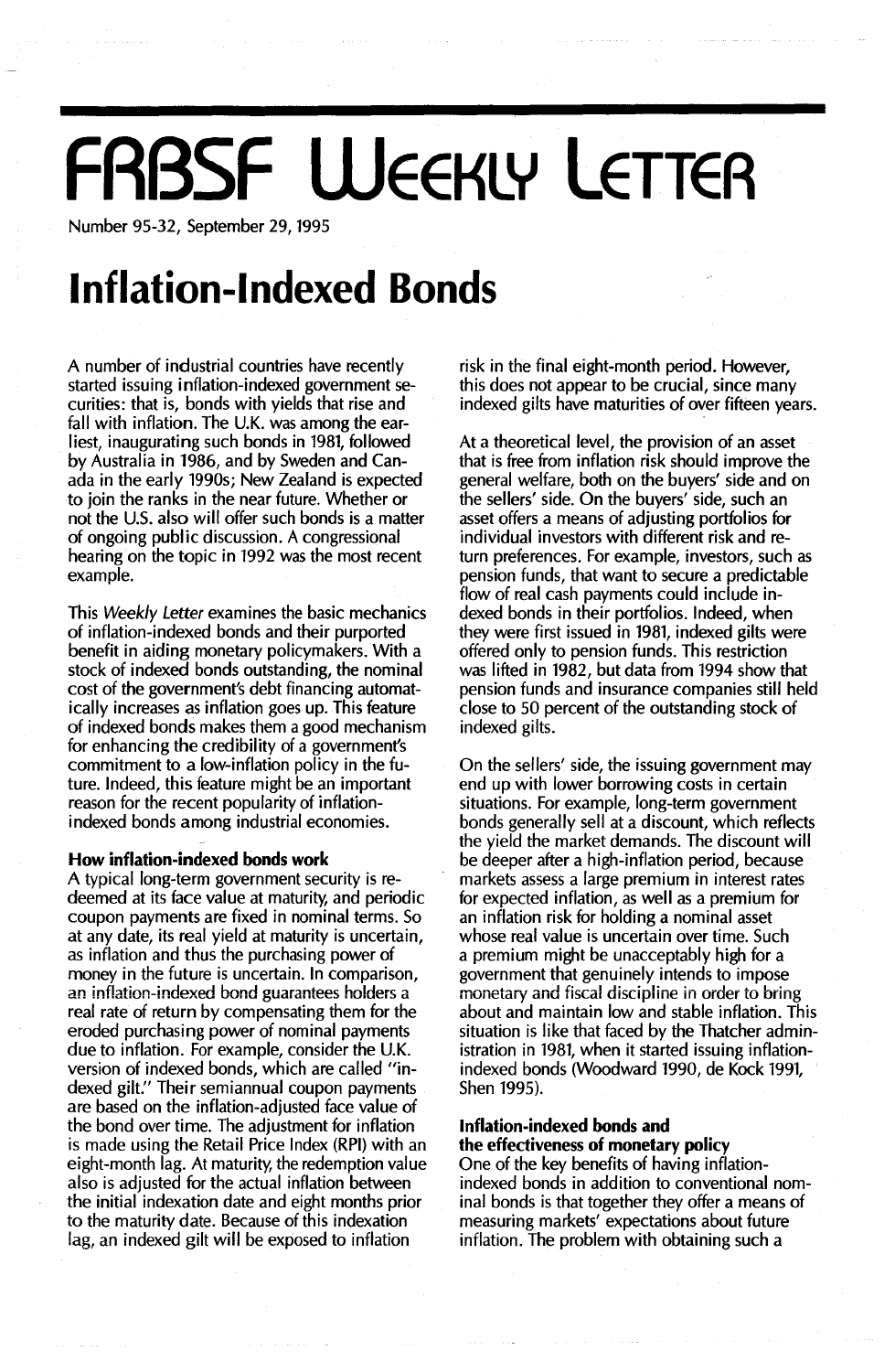# FRBSF Weekly Letter

Number 95-32, September 29, 1995

# Inflation-Indexed Bonds

A number of industrial countries have recently started issuing inflation-indexed government securities: that is, bonds with yields that rise and fall with inflation. The U.K. was among the earliest, inaugurating such bonds in 1981, followed by Australia in 1986, and by Sweden and Canada in the early 1990s; New Zealand is expected to join the ranks in the near future. Whether or not the U.S. also will offer such bonds is a matter of ongoing public discussion. A congressional hearing on the topic in 1992 was the most recent example.

This *Weekly Letter* examines the basic mechanics of inflation-indexed bonds and their purported benefit in aiding monetary policymakers. With a stock of indexed bonds outstanding, the nominal cost of the government's debt financing automatically increases as inflation goes up. This feature of indexed bonds makes them a good mechanism for enhancing the credibility of a government's commitment to a low-inflation policy in the future. Indeed, this feature might be an important reason for the recent popularity of inflation-indexed bonds among industrial economies.

### How inflation-indexed bonds work

A typical long-term government security is redeemed at its face value at maturity, and periodic coupon payments are fixed in nominal terms. So at any date, its real yield at maturity is uncertain, as inflation and thus the purchasing power of money in the future is uncertain. In comparison, an inflation-indexed bond guarantees holders a real rate of return by compensating them for the eroded purchasing power of nominal payments due to inflation. For example, consider the U.K. version of indexed bonds, which are called "indexed gilt." Their semiannual coupon payments are based on the inflation-adjusted face value of the bond over time. The adjustment for inflation is made using the Retail Price Index (RPI) with an eight-month lag. At maturity, the redemption value also is adjusted for the actual inflation between the initial indexation date and eight months prior to the maturity date. Because of this indexation lag, an indexed gilt will be exposed to inflation risk in the final eight-month period. However, this does not appear to be crucial, since many indexed gilts have maturities of over fifteen years.

At a theoretical level, the provision of an asset that is free from inflation risk should improve the general welfare, both on the buyers' side and on the sellers' side. On the buyers' side, such an asset offers a means of adjusting portfolios for individual investors with different risk and return preferences. For example, investors, such as pension funds, that want to secure a predictable flow of real cash payments could include indexed bonds in their portfolios. Indeed, when they were first issued in 1981, indexed gilts were offered only to pension funds. This restriction was lifted in 1982, but data from 1994 show that pension funds and insurance companies still held close to 50 percent of the outstanding stock of indexed gilts.

On the sellers' side, the issuing government may end up with lower borrowing costs in certain situations. For example, long-term government bonds generally sell at a discount, which reflects the yield the market demands. The discount will be deeper after a high-inflation period, because markets assess a large premium in interest rates for expected inflation, as well as a premium for an inflation risk for holding a nominal asset whose real value is uncertain over time. Such a premium might be unacceptably high for a government that genuinely intends to impose monetary and fiscal discipline in order to bring about and maintain low and stable inflation. This situation is like that faced by the Thatcher administration in 1981, when it started issuing inflation-indexed bonds (Woodward 1990, de Kock 1991, Shen 1995).

### Inflation-indexed bonds and the effectiveness of monetary policy

One of the key benefits of having inflation-indexed bonds in addition to conventional nominal bonds is that together they offer a means of measuring markets' expectations about future inflation. The problem with obtaining such a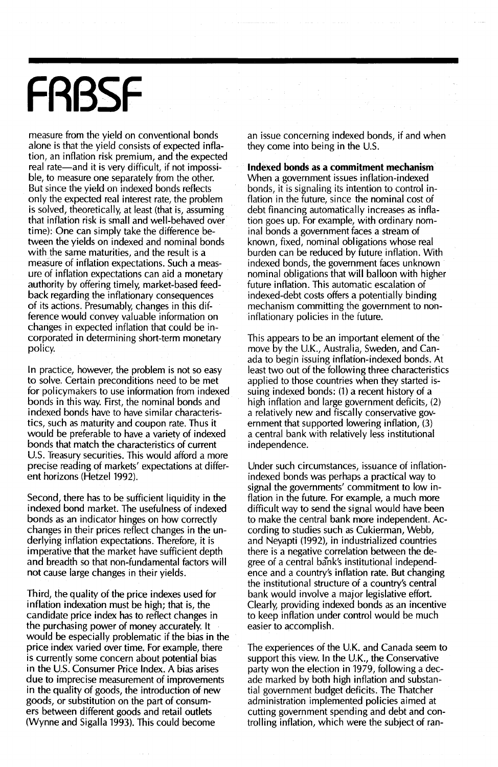measure from the yield on conventional bonds alone is that the yield consists of expected inflation, an inflation risk premium, and the expected real rate—and it is very difficult, if not impossible, to measure one separately from the other. But since the yield on indexed bonds reflects only the expected real interest rate, the problem is solved, theoretically at least (that is, assuming that inflation risk is small and well-behaved over time): One can simply take the difference between the yields on indexed and nominal bonds with the same maturities, and the result is a measure of inflation expectations. Such a measure of inflation expectations can aid a monetary authority by offering timely, market-based feedback regarding the inflationary consequences of its actions. Presumably, changes in this difference would convey valuable information on changes in expected inflation that could be incorporated in determining short-term monetary policy.

In practice, however, the problem is not so easy to solve. Certain preconditions need to be met for policymakers to use information from indexed bonds in this way. First, the nominal bonds and indexed bonds have to have similar characteristics, such as maturity and coupon rate. Thus it would be preferable to have a variety of indexed bonds that match the characteristics of current U.S. Treasury securities. This would afford a more precise reading of markets' expectations at different horizons (Hetzel 1992).

Second, there has to be sufficient liquidity in the indexed bond market. The usefulness of indexed bonds as an indicator hinges on how correctly changes in their prices reflect changes in the underlying inflation expectations. Therefore, it is imperative that the market have sufficient depth and breadth so that non-fundamental factors will not cause large changes in their yields.

Third, the quality of the price indexes used for inflation indexation must be high; that is, the candidate price index has to reflect changes in the purchasing power of money accurately. It would be especially problematic if the bias in the price index varied over time. For example, there is currently some concern about potential bias in the U.S. Consumer Price Index. A bias arises due to imprecise measurement of improvements in the quality of goods, the introduction of new goods, or substitution on the part of consumers between different goods and retail outlets (Wynne and Sigalla 1993). This could become an issue concerning indexed bonds, if and when they come into being in the U.S.

**Indexed bonds as a commitment mechanism**

When a government issues inflation-indexed bonds, it is signaling its intention to control inflation in the future, since the nominal cost of debt financing automatically increases as inflation goes up. For example, with ordinary nominal bonds a government faces a stream of known, fixed, nominal obligations whose real burden can be reduced by future inflation. With indexed bonds, the government faces unknown nominal obligations that will balloon with higher future inflation. This automatic escalation of indexed-debt costs offers a potentially binding mechanism committing the government to non-inflationary policies in the future.

This appears to be an important element of the move by the U.K., Australia, Sweden, and Canada to begin issuing inflation-indexed bonds. At least two out of the following three characteristics applied to those countries when they started issuing indexed bonds: (1) a recent history of a high inflation and large government deficits, (2) a relatively new and fiscally conservative government that supported lowering inflation, (3) a central bank with relatively less institutional independence.

Under such circumstances, issuance of inflation-indexed bonds was perhaps a practical way to signal the governments' commitment to low inflation in the future. For example, a much more difficult way to send the signal would have been to make the central bank more independent. According to studies such as Cukierman, Webb, and Neyapti (1992), in industrialized countries there is a negative correlation between the degree of a central bank's institutional independence and a country's inflation rate. But changing the institutional structure of a country's central bank would involve a major legislative effort. Clearly, providing indexed bonds as an incentive to keep inflation under control would be much easier to accomplish.

The experiences of the U.K. and Canada seem to support this view. In the U.K., the Conservative party won the election in 1979, following a decade marked by both high inflation and substantial government budget deficits. The Thatcher administration implemented policies aimed at cutting government spending and debt and controlling inflation, which were the subject of ran-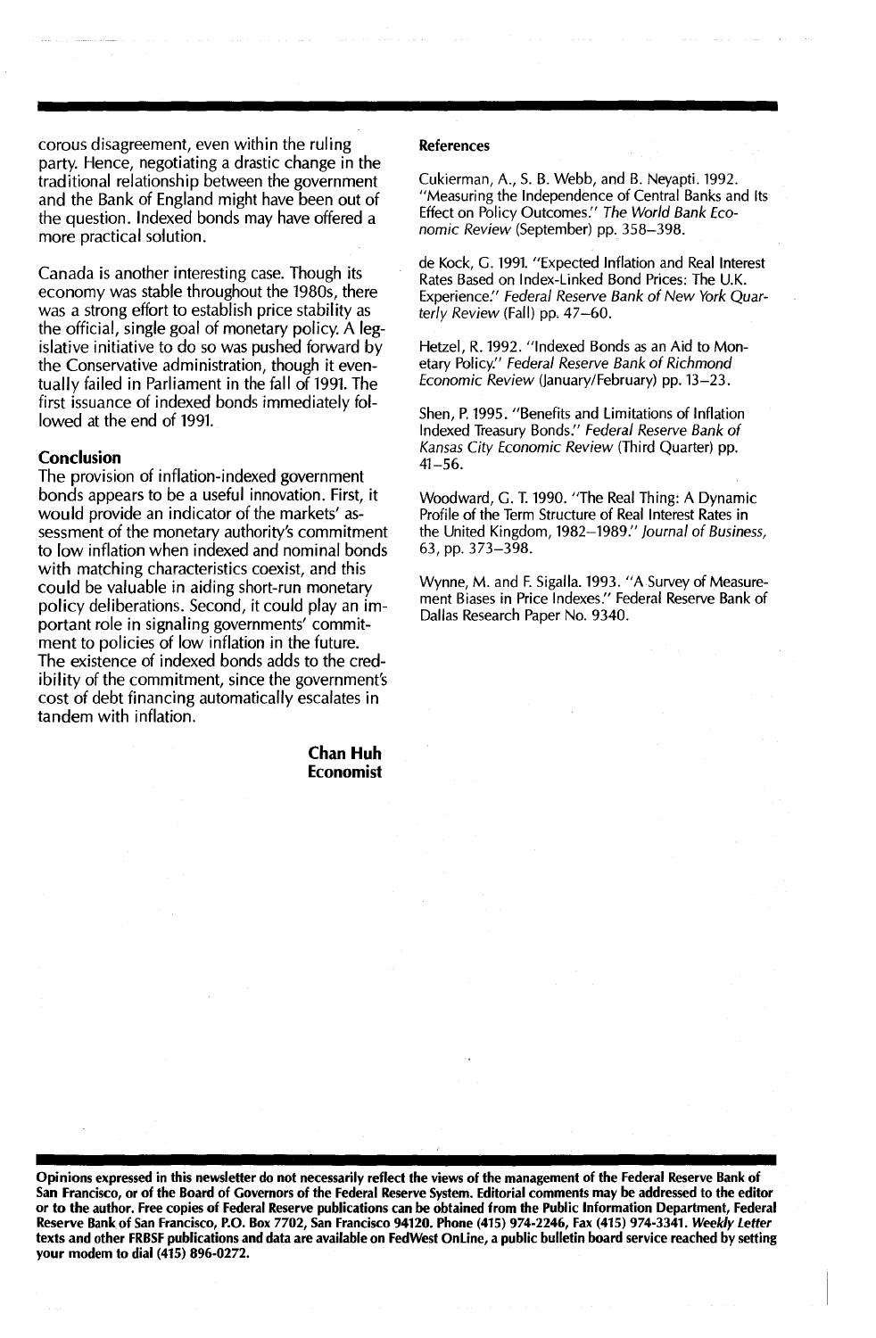corous disagreement, even within the ruling party. Hence, negotiating a drastic change in the traditional relationship between the government and the Bank of England might have been out of the question. Indexed bonds may have offered a more practical solution.

Canada is another interesting case. Though its economy was stable throughout the 1980s, there was a strong effort to establish price stability as the official, single goal of monetary policy. A legislative initiative to do so was pushed forward by the Conservative administration, though it eventually failed in Parliament in the fall of 1991. The first issuance of indexed bonds immediately followed at the end of 1991.

## Conclusion

The provision of inflation-indexed government bonds appears to be a useful innovation. First, it would provide an indicator of the markets' assessment of the monetary authority's commitment to low inflation when indexed and nominal bonds with matching characteristics coexist, and this could be valuable in aiding short-run monetary policy deliberations. Second, it could play an important role in signaling governments' commitment to policies of low inflation in the future. The existence of indexed bonds adds to the credibility of the commitment, since the government's cost of debt financing automatically escalates in tandem with inflation.

**Chan Huh**
**Economist**

## References

Cukierman, A., S. B. Webb, and B. Neyapti. 1992. "Measuring the Independence of Central Banks and Its Effect on Policy Outcomes." *The World Bank Economic Review* (September) pp. 358–398.

de Kock, G. 1991. "Expected Inflation and Real Interest Rates Based on Index-Linked Bond Prices: The U.K. Experience." *Federal Reserve Bank of New York Quarterly Review* (Fall) pp. 47–60.

Hetzel, R. 1992. "Indexed Bonds as an Aid to Monetary Policy." *Federal Reserve Bank of Richmond Economic Review* (January/February) pp. 13–23.

Shen, P. 1995. "Benefits and Limitations of Inflation Indexed Treasury Bonds." *Federal Reserve Bank of Kansas City Economic Review* (Third Quarter) pp. 41–56.

Woodward, G. T. 1990. "The Real Thing: A Dynamic Profile of the Term Structure of Real Interest Rates in the United Kingdom, 1982–1989." *Journal of Business*, 63, pp. 373–398.

Wynne, M. and F. Sigalla. 1993. "A Survey of Measurement Biases in Price Indexes." Federal Reserve Bank of Dallas Research Paper No. 9340.

**Opinions expressed in this newsletter do not necessarily reflect the views of the management of the Federal Reserve Bank of San Francisco, or of the Board of Governors of the Federal Reserve System. Editorial comments may be addressed to the editor or to the author. Free copies of Federal Reserve publications can be obtained from the Public Information Department, Federal Reserve Bank of San Francisco, P.O. Box 7702, San Francisco 94120. Phone (415) 974-2246, Fax (415) 974-3341. *Weekly Letter* texts and other FRBSF publications and data are available on FedWest OnLine, a public bulletin board service reached by setting your modem to dial (415) 896-0272.**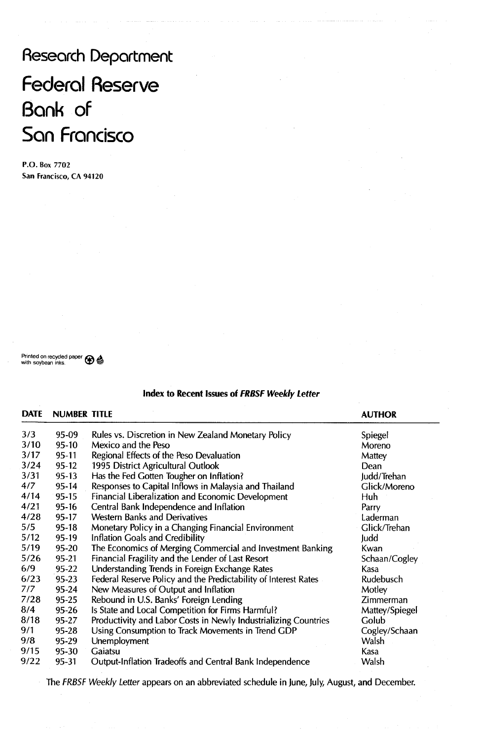# Research Department

# Federal Reserve Bank of San Francisco

P.O. Box 7702
San Francisco, CA 94120

Printed on recycled paper with soybean inks.

**Index to Recent Issues of *FRBSF Weekly Letter***

| DATE | NUMBER | TITLE | AUTHOR |
|---|---|---|---|
| 3/3 | 95-09 | Rules vs. Discretion in New Zealand Monetary Policy | Spiegel |
| 3/10 | 95-10 | Mexico and the Peso | Moreno |
| 3/17 | 95-11 | Regional Effects of the Peso Devaluation | Mattey |
| 3/24 | 95-12 | 1995 District Agricultural Outlook | Dean |
| 3/31 | 95-13 | Has the Fed Gotten Tougher on Inflation? | Judd/Trehan |
| 4/7 | 95-14 | Responses to Capital Inflows in Malaysia and Thailand | Glick/Moreno |
| 4/14 | 95-15 | Financial Liberalization and Economic Development | Huh |
| 4/21 | 95-16 | Central Bank Independence and Inflation | Parry |
| 4/28 | 95-17 | Western Banks and Derivatives | Laderman |
| 5/5 | 95-18 | Monetary Policy in a Changing Financial Environment | Glick/Trehan |
| 5/12 | 95-19 | Inflation Goals and Credibility | Judd |
| 5/19 | 95-20 | The Economics of Merging Commercial and Investment Banking | Kwan |
| 5/26 | 95-21 | Financial Fragility and the Lender of Last Resort | Schaan/Cogley |
| 6/9 | 95-22 | Understanding Trends in Foreign Exchange Rates | Kasa |
| 6/23 | 95-23 | Federal Reserve Policy and the Predictability of Interest Rates | Rudebusch |
| 7/7 | 95-24 | New Measures of Output and Inflation | Motley |
| 7/28 | 95-25 | Rebound in U.S. Banks' Foreign Lending | Zimmerman |
| 8/4 | 95-26 | Is State and Local Competition for Firms Harmful? | Mattey/Spiegel |
| 8/18 | 95-27 | Productivity and Labor Costs in Newly Industrializing Countries | Golub |
| 9/1 | 95-28 | Using Consumption to Track Movements in Trend GDP | Cogley/Schaan |
| 9/8 | 95-29 | Unemployment | Walsh |
| 9/15 | 95-30 | Gaiatsu | Kasa |
| 9/22 | 95-31 | Output-Inflation Tradeoffs and Central Bank Independence | Walsh |

The *FRBSF Weekly Letter* appears on an abbreviated schedule in June, July, August, and December.